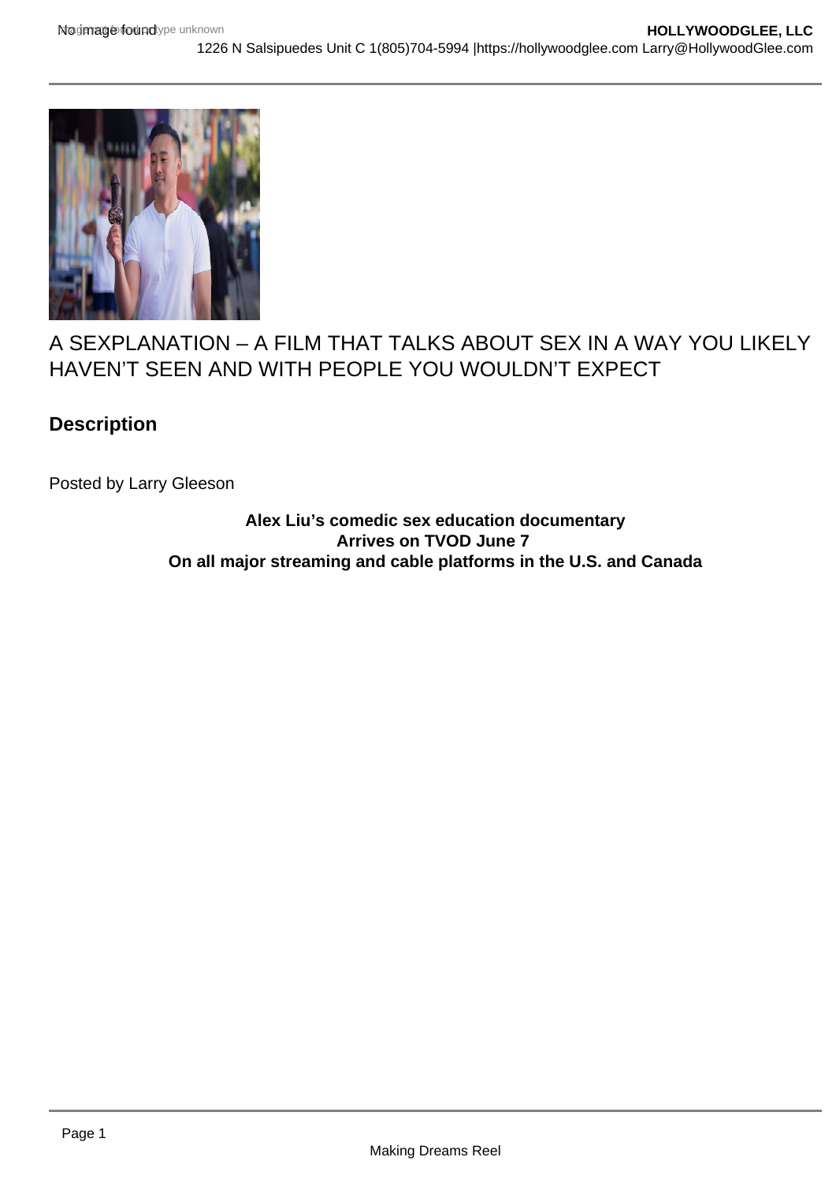# A SEXPLANATION – A FILM THAT TALKS ABOUT SEX IN A WAY YOU LIKELY HAVEN'T SEEN AND WITH PEOPLE YOU WOULDN'T EXPECT

## Description

Posted by Larry Gleeson

**Alex Liu's comedic sex education documentary**
**Arrives on TVOD June 7**
**On all major streaming and cable platforms in the U.S. and Canada**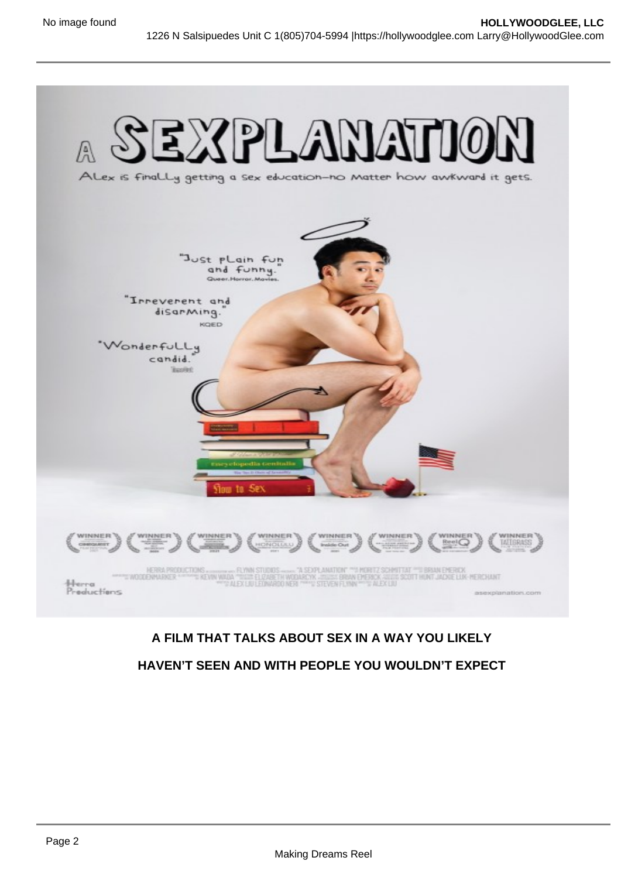**A FILM THAT TALKS ABOUT SEX IN A WAY YOU LIKELY HAVEN'T SEEN AND WITH PEOPLE YOU WOULDN'T EXPECT**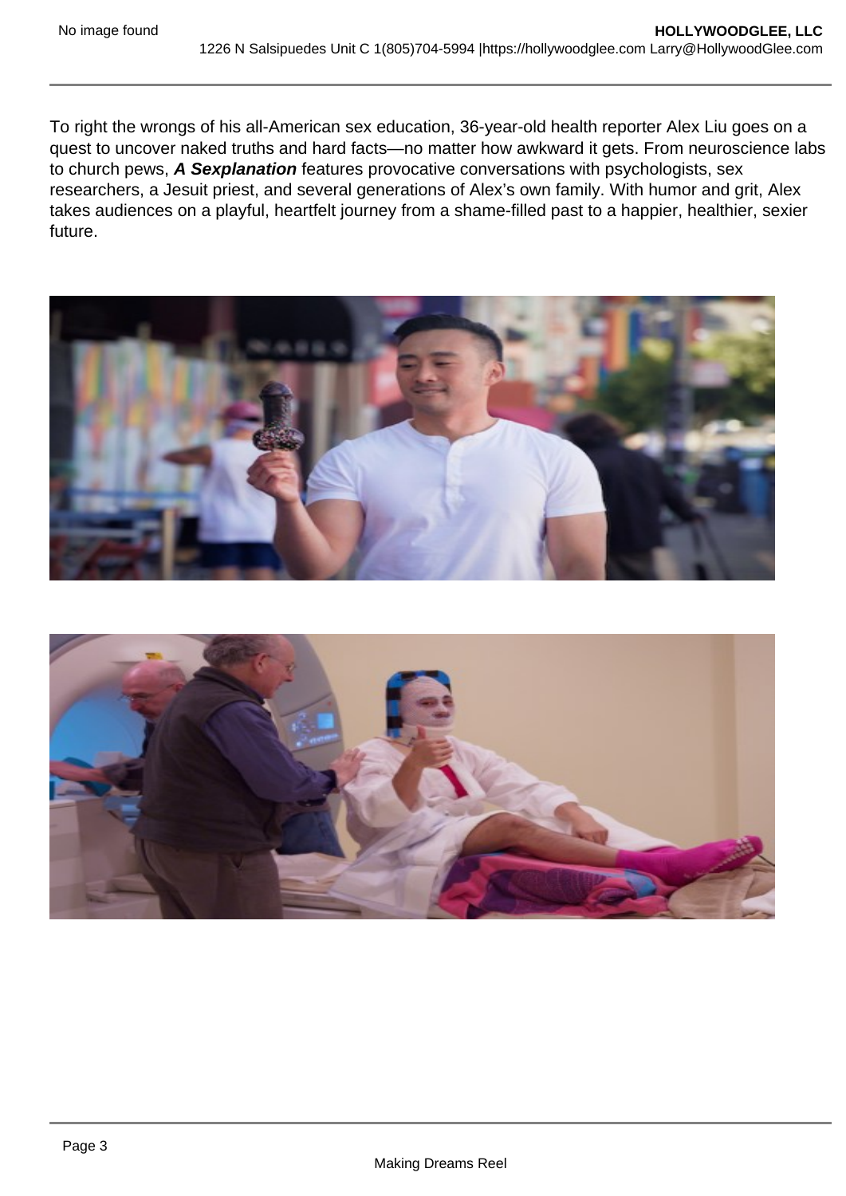To right the wrongs of his all-American sex education, 36-year-old health reporter Alex Liu goes on a quest to uncover naked truths and hard facts—no matter how awkward it gets. From neuroscience labs to church pews, ***A Sexplanation*** features provocative conversations with psychologists, sex researchers, a Jesuit priest, and several generations of Alex's own family. With humor and grit, Alex takes audiences on a playful, heartfelt journey from a shame-filled past to a happier, healthier, sexier future.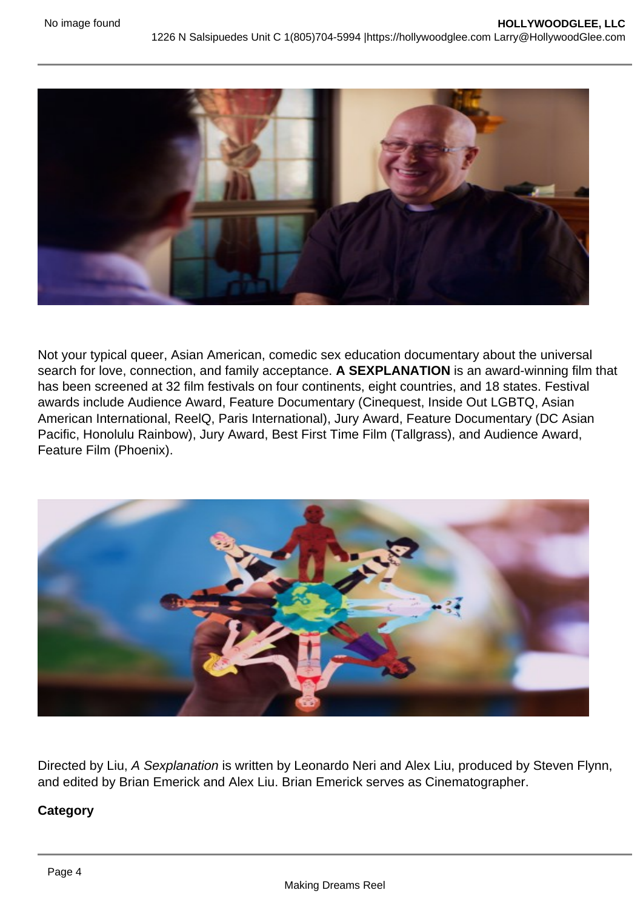Not your typical queer, Asian American, comedic sex education documentary about the universal search for love, connection, and family acceptance. **A SEXPLANATION** is an award-winning film that has been screened at 32 film festivals on four continents, eight countries, and 18 states. Festival awards include Audience Award, Feature Documentary (Cinequest, Inside Out LGBTQ, Asian American International, ReelQ, Paris International), Jury Award, Feature Documentary (DC Asian Pacific, Honolulu Rainbow), Jury Award, Best First Time Film (Tallgrass), and Audience Award, Feature Film (Phoenix).

Directed by Liu, *A Sexplanation* is written by Leonardo Neri and Alex Liu, produced by Steven Flynn, and edited by Brian Emerick and Alex Liu. Brian Emerick serves as Cinematographer.

**Category**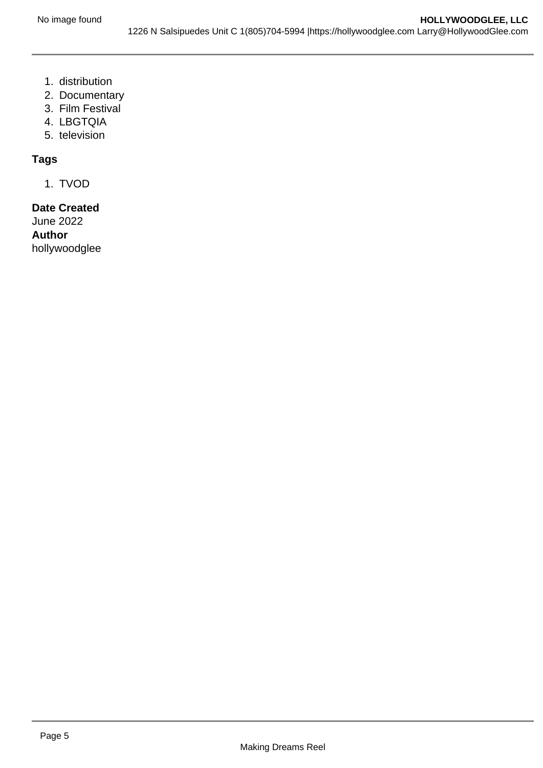1. distribution
2. Documentary
3. Film Festival
4. LBGTQIA
5. television

**Tags**

1. TVOD

**Date Created**
June 2022
**Author**
hollywoodglee